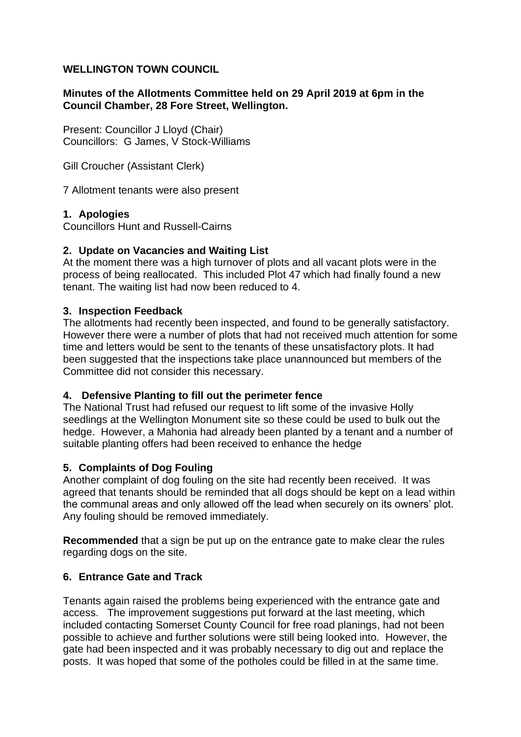**WELLINGTON TOWN COUNCIL**

**Minutes of the Allotments Committee held on 29 April 2019 at 6pm in the Council Chamber, 28 Fore Street, Wellington.**

Present: Councillor J Lloyd (Chair)
Councillors: G James, V Stock-Williams

Gill Croucher (Assistant Clerk)

7 Allotment tenants were also present

**1. Apologies**
Councillors Hunt and Russell-Cairns

**2. Update on Vacancies and Waiting List**
At the moment there was a high turnover of plots and all vacant plots were in the process of being reallocated. This included Plot 47 which had finally found a new tenant. The waiting list had now been reduced to 4.

**3. Inspection Feedback**
The allotments had recently been inspected, and found to be generally satisfactory. However there were a number of plots that had not received much attention for some time and letters would be sent to the tenants of these unsatisfactory plots. It had been suggested that the inspections take place unannounced but members of the Committee did not consider this necessary.

**4. Defensive Planting to fill out the perimeter fence**
The National Trust had refused our request to lift some of the invasive Holly seedlings at the Wellington Monument site so these could be used to bulk out the hedge. However, a Mahonia had already been planted by a tenant and a number of suitable planting offers had been received to enhance the hedge

**5. Complaints of Dog Fouling**
Another complaint of dog fouling on the site had recently been received. It was agreed that tenants should be reminded that all dogs should be kept on a lead within the communal areas and only allowed off the lead when securely on its owners' plot. Any fouling should be removed immediately.

**Recommended** that a sign be put up on the entrance gate to make clear the rules regarding dogs on the site.

**6. Entrance Gate and Track**

Tenants again raised the problems being experienced with the entrance gate and access. The improvement suggestions put forward at the last meeting, which included contacting Somerset County Council for free road planings, had not been possible to achieve and further solutions were still being looked into. However, the gate had been inspected and it was probably necessary to dig out and replace the posts. It was hoped that some of the potholes could be filled in at the same time.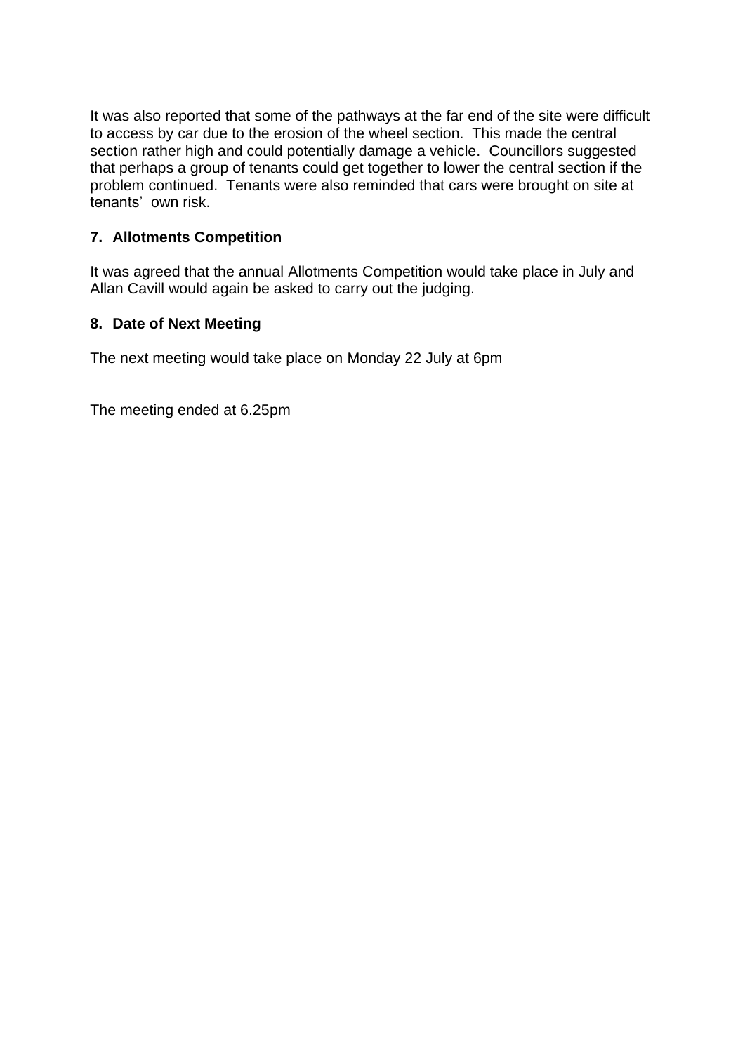It was also reported that some of the pathways at the far end of the site were difficult to access by car due to the erosion of the wheel section. This made the central section rather high and could potentially damage a vehicle. Councillors suggested that perhaps a group of tenants could get together to lower the central section if the problem continued. Tenants were also reminded that cars were brought on site at tenants' own risk.

### 7. Allotments Competition

It was agreed that the annual Allotments Competition would take place in July and Allan Cavill would again be asked to carry out the judging.

### 8. Date of Next Meeting

The next meeting would take place on Monday 22 July at 6pm

The meeting ended at 6.25pm